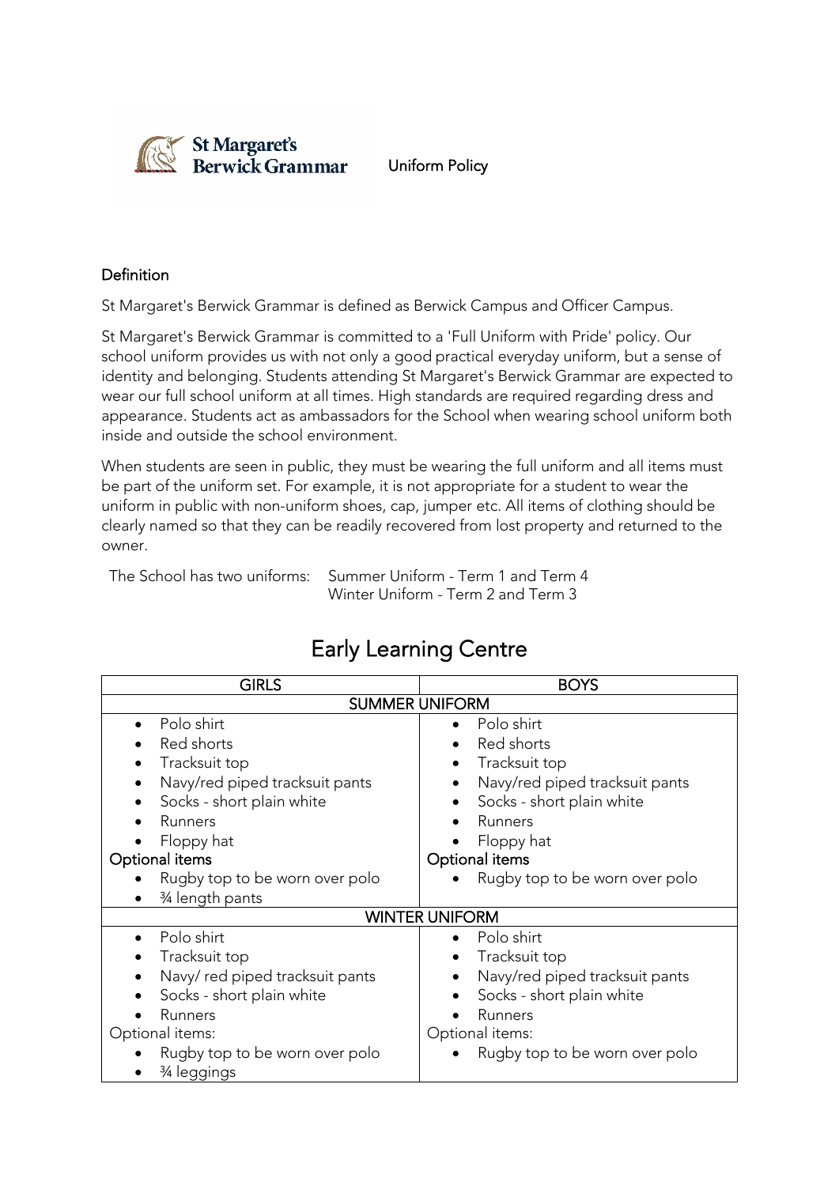St Margaret's Berwick Grammar

Uniform Policy

## Definition

St Margaret's Berwick Grammar is defined as Berwick Campus and Officer Campus.

St Margaret's Berwick Grammar is committed to a 'Full Uniform with Pride' policy. Our school uniform provides us with not only a good practical everyday uniform, but a sense of identity and belonging. Students attending St Margaret's Berwick Grammar are expected to wear our full school uniform at all times. High standards are required regarding dress and appearance. Students act as ambassadors for the School when wearing school uniform both inside and outside the school environment.

When students are seen in public, they must be wearing the full uniform and all items must be part of the uniform set. For example, it is not appropriate for a student to wear the uniform in public with non-uniform shoes, cap, jumper etc. All items of clothing should be clearly named so that they can be readily recovered from lost property and returned to the owner.

The School has two uniforms: Summer Uniform - Term 1 and Term 4
Winter Uniform - Term 2 and Term 3

# Early Learning Centre

| GIRLS | BOYS |
|---|---|
| **SUMMER UNIFORM** | |
| • Polo shirt<br>• Red shorts<br>• Tracksuit top<br>• Navy/red piped tracksuit pants<br>• Socks - short plain white<br>• Runners<br>• Floppy hat<br>Optional items<br>• Rugby top to be worn over polo<br>• ¾ length pants | • Polo shirt<br>• Red shorts<br>• Tracksuit top<br>• Navy/red piped tracksuit pants<br>• Socks - short plain white<br>• Runners<br>• Floppy hat<br>Optional items<br>• Rugby top to be worn over polo |
| **WINTER UNIFORM** | |
| • Polo shirt<br>• Tracksuit top<br>• Navy/ red piped tracksuit pants<br>• Socks - short plain white<br>• Runners<br>Optional items:<br>• Rugby top to be worn over polo<br>• ¾ leggings | • Polo shirt<br>• Tracksuit top<br>• Navy/red piped tracksuit pants<br>• Socks - short plain white<br>• Runners<br>Optional items:<br>• Rugby top to be worn over polo |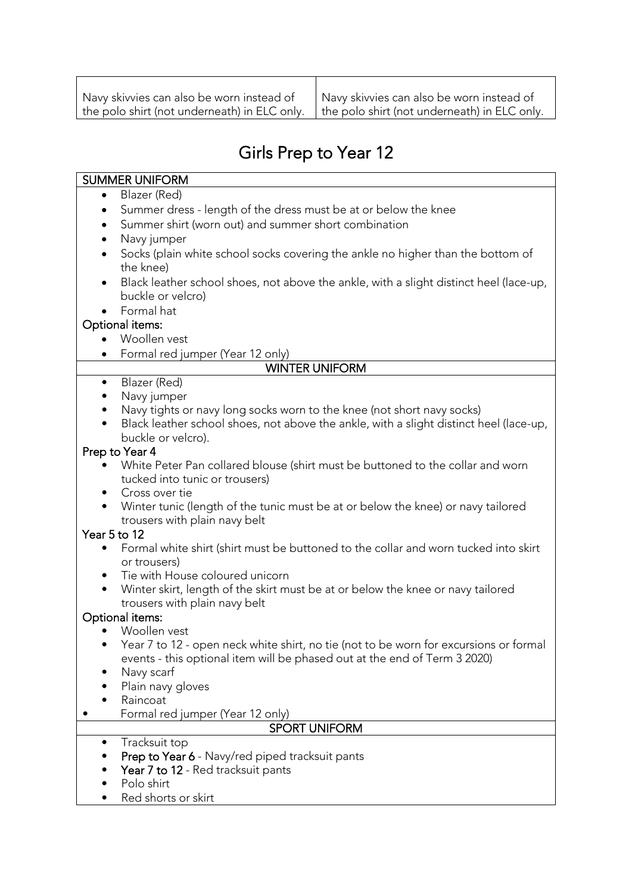| Navy skivvies can also be worn instead of the polo shirt (not underneath) in ELC only. | Navy skivvies can also be worn instead of the polo shirt (not underneath) in ELC only. |
|---|---|

# Girls Prep to Year 12

## SUMMER UNIFORM

- Blazer (Red)
- Summer dress - length of the dress must be at or below the knee
- Summer shirt (worn out) and summer short combination
- Navy jumper
- Socks (plain white school socks covering the ankle no higher than the bottom of the knee)
- Black leather school shoes, not above the ankle, with a slight distinct heel (lace-up, buckle or velcro)
- Formal hat

Optional items:

- Woollen vest
- Formal red jumper (Year 12 only)

## WINTER UNIFORM

- Blazer (Red)
- Navy jumper
- Navy tights or navy long socks worn to the knee (not short navy socks)
- Black leather school shoes, not above the ankle, with a slight distinct heel (lace-up, buckle or velcro).

Prep to Year 4

- White Peter Pan collared blouse (shirt must be buttoned to the collar and worn tucked into tunic or trousers)
- Cross over tie
- Winter tunic (length of the tunic must be at or below the knee) or navy tailored trousers with plain navy belt

Year 5 to 12

- Formal white shirt (shirt must be buttoned to the collar and worn tucked into skirt or trousers)
- Tie with House coloured unicorn
- Winter skirt, length of the skirt must be at or below the knee or navy tailored trousers with plain navy belt

Optional items:

- Woollen vest
- Year 7 to 12 - open neck white shirt, no tie (not to be worn for excursions or formal events - this optional item will be phased out at the end of Term 3 2020)
- Navy scarf
- Plain navy gloves
- Raincoat
- Formal red jumper (Year 12 only)

## SPORT UNIFORM

- Tracksuit top
- **Prep to Year 6** - Navy/red piped tracksuit pants
- **Year 7 to 12** - Red tracksuit pants
- Polo shirt
- Red shorts or skirt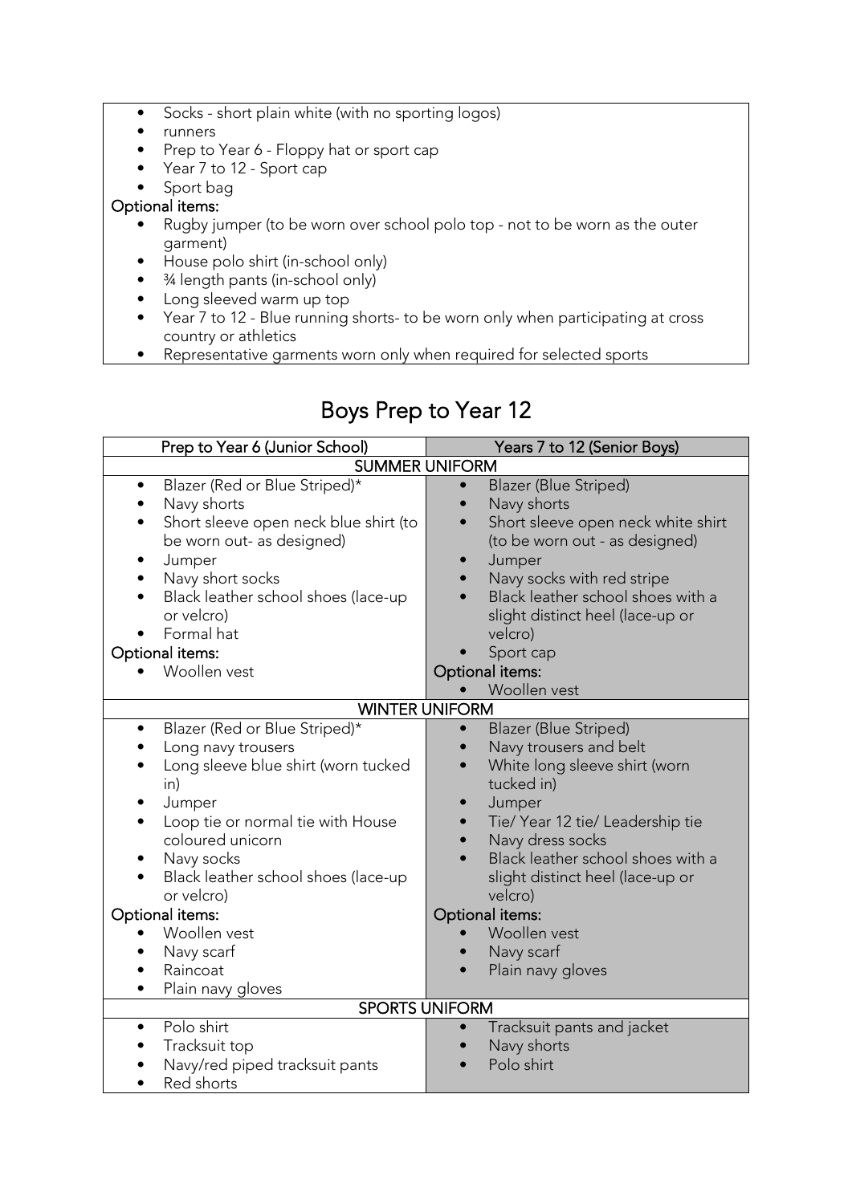- Socks - short plain white (with no sporting logos)
- runners
- Prep to Year 6 - Floppy hat or sport cap
- Year 7 to 12 - Sport cap
- Sport bag

**Optional items:**

- Rugby jumper (to be worn over school polo top - not to be worn as the outer garment)
- House polo shirt (in-school only)
- ¾ length pants (in-school only)
- Long sleeved warm up top
- Year 7 to 12 - Blue running shorts- to be worn only when participating at cross country or athletics
- Representative garments worn only when required for selected sports

# Boys Prep to Year 12

| Prep to Year 6 (Junior School) | Years 7 to 12 (Senior Boys) |
|---|---|
| **SUMMER UNIFORM** | |
| • Blazer (Red or Blue Striped)*<br>• Navy shorts<br>• Short sleeve open neck blue shirt (to be worn out- as designed)<br>• Jumper<br>• Navy short socks<br>• Black leather school shoes (lace-up or velcro)<br>• Formal hat<br>Optional items:<br>• Woollen vest | • Blazer (Blue Striped)<br>• Navy shorts<br>• Short sleeve open neck white shirt (to be worn out - as designed)<br>• Jumper<br>• Navy socks with red stripe<br>• Black leather school shoes with a slight distinct heel (lace-up or velcro)<br>• Sport cap<br>Optional items:<br>• Woollen vest |
| **WINTER UNIFORM** | |
| • Blazer (Red or Blue Striped)*<br>• Long navy trousers<br>• Long sleeve blue shirt (worn tucked in)<br>• Jumper<br>• Loop tie or normal tie with House coloured unicorn<br>• Navy socks<br>• Black leather school shoes (lace-up or velcro)<br>Optional items:<br>• Woollen vest<br>• Navy scarf<br>• Raincoat<br>• Plain navy gloves | • Blazer (Blue Striped)<br>• Navy trousers and belt<br>• White long sleeve shirt (worn tucked in)<br>• Jumper<br>• Tie/ Year 12 tie/ Leadership tie<br>• Navy dress socks<br>• Black leather school shoes with a slight distinct heel (lace-up or velcro)<br>Optional items:<br>• Woollen vest<br>• Navy scarf<br>• Plain navy gloves |
| **SPORTS UNIFORM** | |
| • Polo shirt<br>• Tracksuit top<br>• Navy/red piped tracksuit pants<br>• Red shorts | • Tracksuit pants and jacket<br>• Navy shorts<br>• Polo shirt |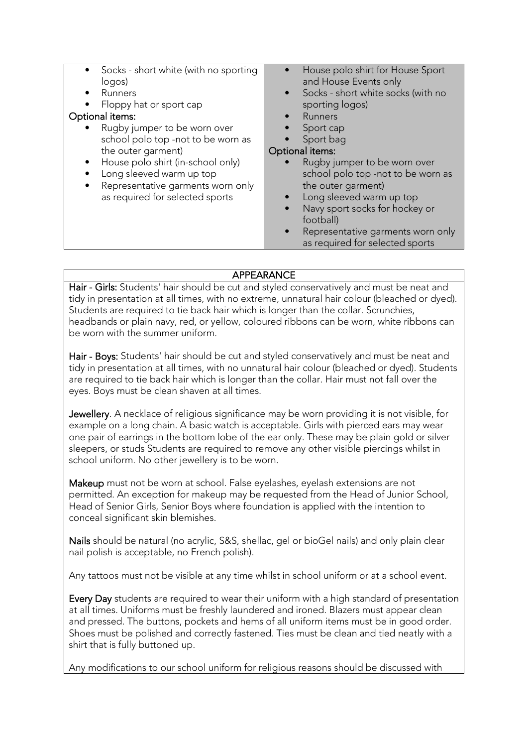| | |
|---|---|
| • Socks - short white (with no sporting logos)<br>• Runners<br>• Floppy hat or sport cap<br>Optional items:<br>• Rugby jumper to be worn over school polo top -not to be worn as the outer garment)<br>• House polo shirt (in-school only)<br>• Long sleeved warm up top<br>• Representative garments worn only as required for selected sports | • House polo shirt for House Sport and House Events only<br>• Socks - short white socks (with no sporting logos)<br>• Runners<br>• Sport cap<br>• Sport bag<br>Optional items:<br>• Rugby jumper to be worn over school polo top -not to be worn as the outer garment)<br>• Long sleeved warm up top<br>• Navy sport socks for hockey or football)<br>• Representative garments worn only as required for selected sports |

## APPEARANCE

**Hair - Girls:** Students' hair should be cut and styled conservatively and must be neat and tidy in presentation at all times, with no extreme, unnatural hair colour (bleached or dyed). Students are required to tie back hair which is longer than the collar. Scrunchies, headbands or plain navy, red, or yellow, coloured ribbons can be worn, white ribbons can be worn with the summer uniform.

**Hair - Boys:** Students' hair should be cut and styled conservatively and must be neat and tidy in presentation at all times, with no unnatural hair colour (bleached or dyed). Students are required to tie back hair which is longer than the collar. Hair must not fall over the eyes. Boys must be clean shaven at all times.

**Jewellery**. A necklace of religious significance may be worn providing it is not visible, for example on a long chain. A basic watch is acceptable. Girls with pierced ears may wear one pair of earrings in the bottom lobe of the ear only. These may be plain gold or silver sleepers, or studs Students are required to remove any other visible piercings whilst in school uniform. No other jewellery is to be worn.

**Makeup** must not be worn at school. False eyelashes, eyelash extensions are not permitted. An exception for makeup may be requested from the Head of Junior School, Head of Senior Girls, Senior Boys where foundation is applied with the intention to conceal significant skin blemishes.

**Nails** should be natural (no acrylic, S&S, shellac, gel or bioGel nails) and only plain clear nail polish is acceptable, no French polish).

Any tattoos must not be visible at any time whilst in school uniform or at a school event.

**Every Day** students are required to wear their uniform with a high standard of presentation at all times. Uniforms must be freshly laundered and ironed. Blazers must appear clean and pressed. The buttons, pockets and hems of all uniform items must be in good order. Shoes must be polished and correctly fastened. Ties must be clean and tied neatly with a shirt that is fully buttoned up.

Any modifications to our school uniform for religious reasons should be discussed with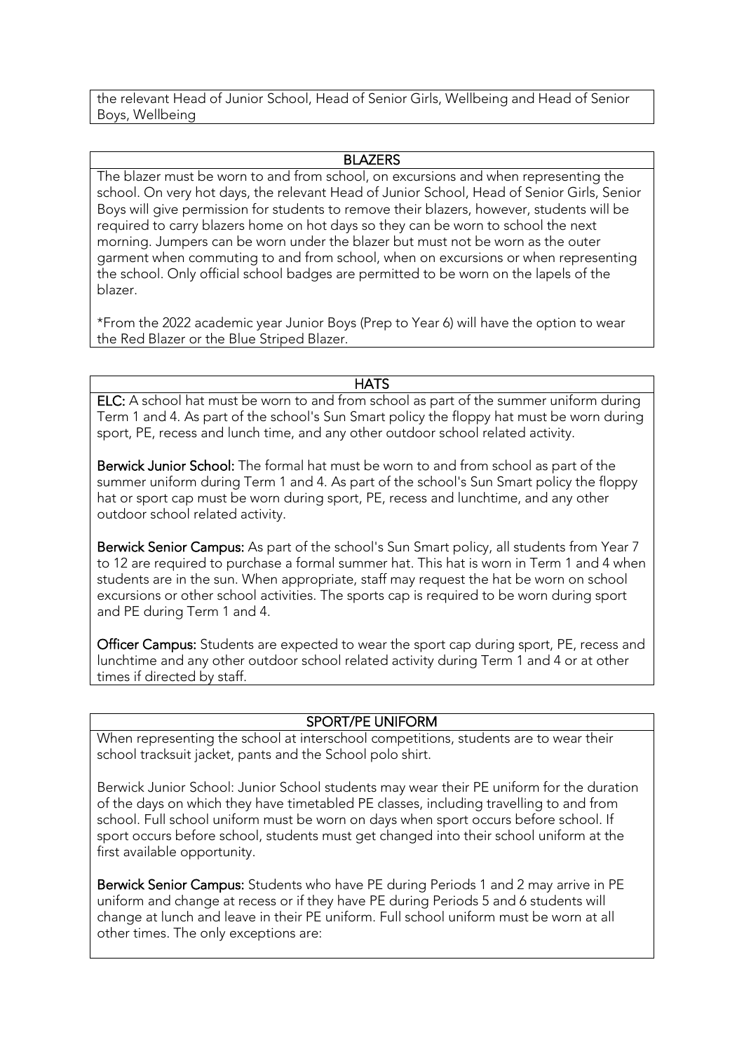the relevant Head of Junior School, Head of Senior Girls, Wellbeing and Head of Senior Boys, Wellbeing

## BLAZERS

The blazer must be worn to and from school, on excursions and when representing the school. On very hot days, the relevant Head of Junior School, Head of Senior Girls, Senior Boys will give permission for students to remove their blazers, however, students will be required to carry blazers home on hot days so they can be worn to school the next morning. Jumpers can be worn under the blazer but must not be worn as the outer garment when commuting to and from school, when on excursions or when representing the school. Only official school badges are permitted to be worn on the lapels of the blazer.

*From the 2022 academic year Junior Boys (Prep to Year 6) will have the option to wear the Red Blazer or the Blue Striped Blazer.

## HATS

**ELC:** A school hat must be worn to and from school as part of the summer uniform during Term 1 and 4. As part of the school's Sun Smart policy the floppy hat must be worn during sport, PE, recess and lunch time, and any other outdoor school related activity.

**Berwick Junior School:** The formal hat must be worn to and from school as part of the summer uniform during Term 1 and 4. As part of the school's Sun Smart policy the floppy hat or sport cap must be worn during sport, PE, recess and lunchtime, and any other outdoor school related activity.

**Berwick Senior Campus:** As part of the school's Sun Smart policy, all students from Year 7 to 12 are required to purchase a formal summer hat. This hat is worn in Term 1 and 4 when students are in the sun. When appropriate, staff may request the hat be worn on school excursions or other school activities. The sports cap is required to be worn during sport and PE during Term 1 and 4.

**Officer Campus:** Students are expected to wear the sport cap during sport, PE, recess and lunchtime and any other outdoor school related activity during Term 1 and 4 or at other times if directed by staff.

## SPORT/PE UNIFORM

When representing the school at interschool competitions, students are to wear their school tracksuit jacket, pants and the School polo shirt.

Berwick Junior School: Junior School students may wear their PE uniform for the duration of the days on which they have timetabled PE classes, including travelling to and from school. Full school uniform must be worn on days when sport occurs before school. If sport occurs before school, students must get changed into their school uniform at the first available opportunity.

**Berwick Senior Campus:** Students who have PE during Periods 1 and 2 may arrive in PE uniform and change at recess or if they have PE during Periods 5 and 6 students will change at lunch and leave in their PE uniform. Full school uniform must be worn at all other times. The only exceptions are: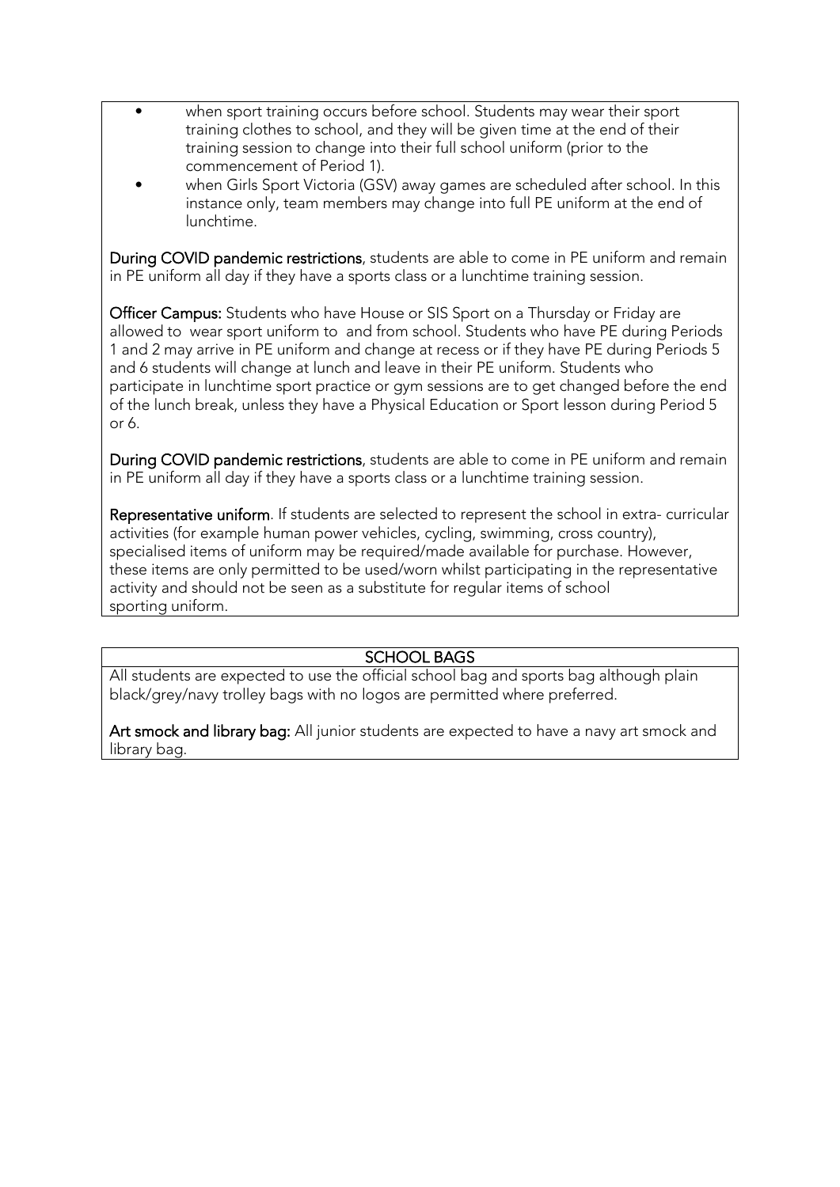- when sport training occurs before school. Students may wear their sport training clothes to school, and they will be given time at the end of their training session to change into their full school uniform (prior to the commencement of Period 1).
- when Girls Sport Victoria (GSV) away games are scheduled after school. In this instance only, team members may change into full PE uniform at the end of lunchtime.

**During COVID pandemic restrictions**, students are able to come in PE uniform and remain in PE uniform all day if they have a sports class or a lunchtime training session.

**Officer Campus:** Students who have House or SIS Sport on a Thursday or Friday are allowed to wear sport uniform to and from school. Students who have PE during Periods 1 and 2 may arrive in PE uniform and change at recess or if they have PE during Periods 5 and 6 students will change at lunch and leave in their PE uniform. Students who participate in lunchtime sport practice or gym sessions are to get changed before the end of the lunch break, unless they have a Physical Education or Sport lesson during Period 5 or 6.

**During COVID pandemic restrictions**, students are able to come in PE uniform and remain in PE uniform all day if they have a sports class or a lunchtime training session.

**Representative uniform**. If students are selected to represent the school in extra- curricular activities (for example human power vehicles, cycling, swimming, cross country), specialised items of uniform may be required/made available for purchase. However, these items are only permitted to be used/worn whilst participating in the representative activity and should not be seen as a substitute for regular items of school sporting uniform.

## SCHOOL BAGS

All students are expected to use the official school bag and sports bag although plain black/grey/navy trolley bags with no logos are permitted where preferred.

**Art smock and library bag:** All junior students are expected to have a navy art smock and library bag.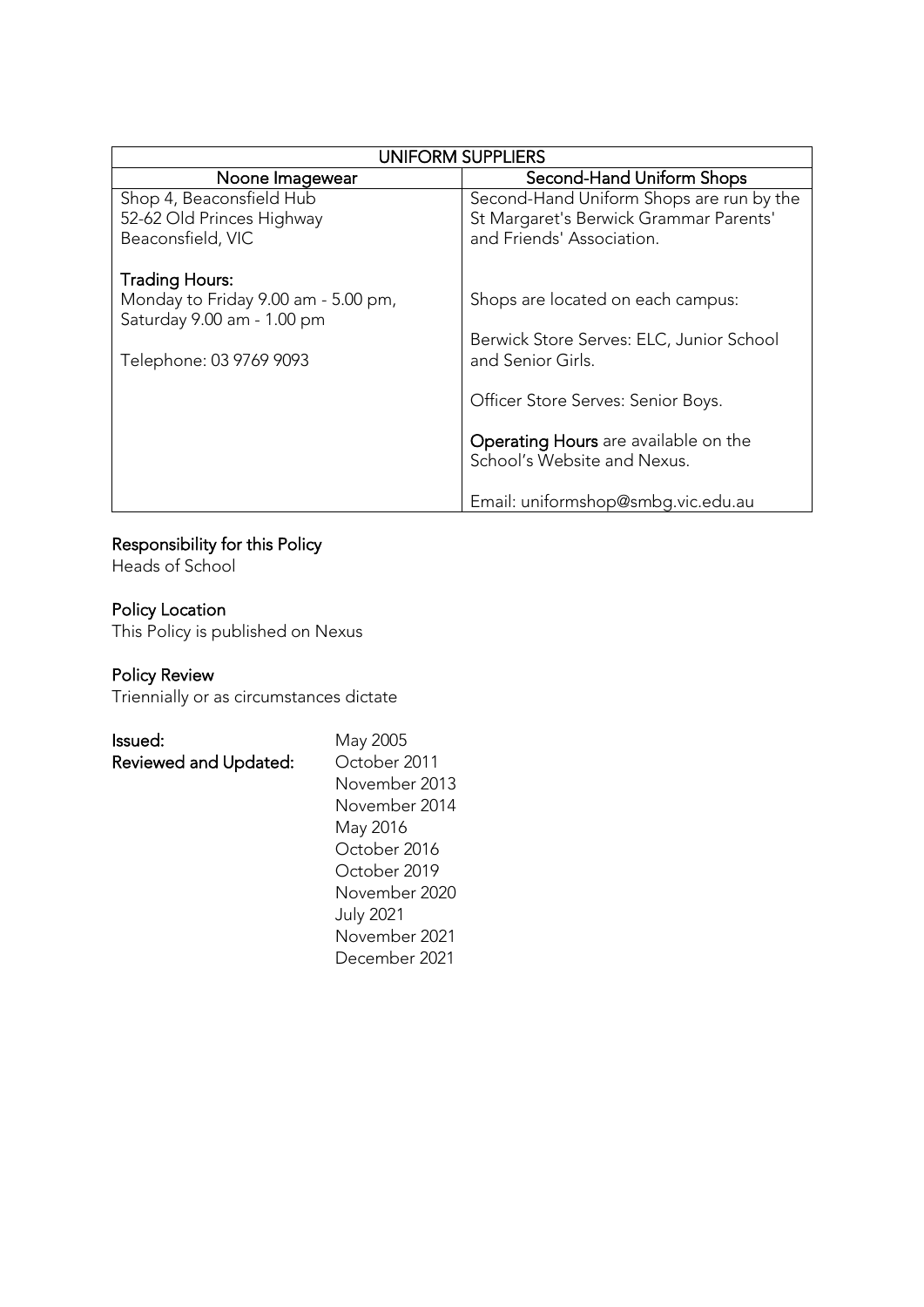| UNIFORM SUPPLIERS | |
|---|---|
| Noone Imagewear | Second-Hand Uniform Shops |
| Shop 4, Beaconsfield Hub<br>52-62 Old Princes Highway<br>Beaconsfield, VIC<br><br>**Trading Hours:**<br>Monday to Friday 9.00 am - 5.00 pm,<br>Saturday 9.00 am - 1.00 pm<br><br>Telephone: 03 9769 9093 | Second-Hand Uniform Shops are run by the St Margaret's Berwick Grammar Parents' and Friends' Association.<br><br>Shops are located on each campus:<br><br>Berwick Store Serves: ELC, Junior School and Senior Girls.<br><br>Officer Store Serves: Senior Boys.<br><br>**Operating Hours** are available on the School's Website and Nexus.<br><br>Email: uniformshop@smbg.vic.edu.au |

**Responsibility for this Policy**
Heads of School

**Policy Location**
This Policy is published on Nexus

**Policy Review**
Triennially or as circumstances dictate

**Issued:** May 2005
**Reviewed and Updated:** October 2011
November 2013
November 2014
May 2016
October 2016
October 2019
November 2020
July 2021
November 2021
December 2021